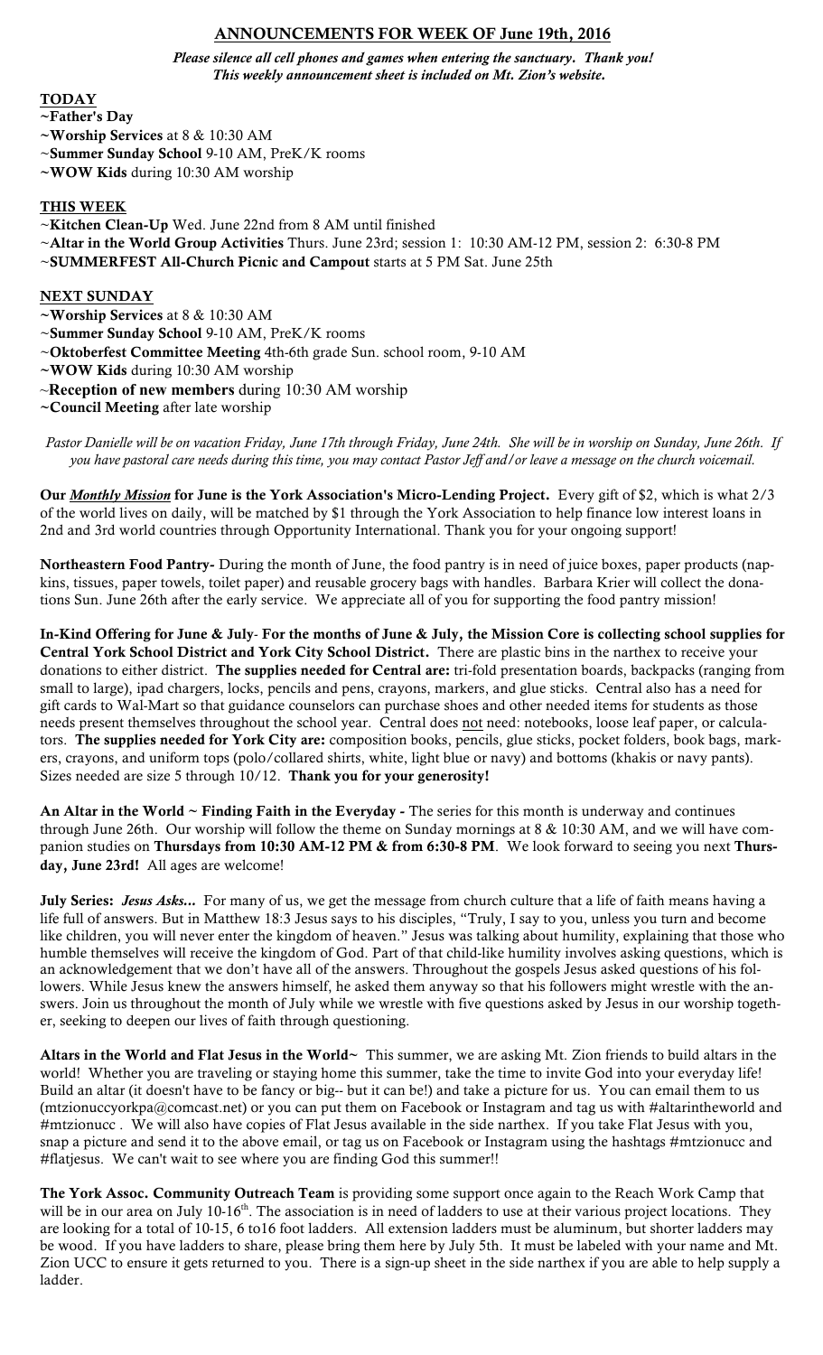## ANNOUNCEMENTS FOR WEEK OF June 19th, 2016

***Please silence all cell phones and games when entering the sanctuary. Thank you!***
***This weekly announcement sheet is included on Mt. Zion's website.***

### TODAY

~**Father's Day**
~**Worship Services** at 8 & 10:30 AM
~**Summer Sunday School** 9-10 AM, PreK/K rooms
~**WOW Kids** during 10:30 AM worship

### THIS WEEK

~**Kitchen Clean-Up** Wed. June 22nd from 8 AM until finished
~**Altar in the World Group Activities** Thurs. June 23rd; session 1: 10:30 AM-12 PM, session 2: 6:30-8 PM
~**SUMMERFEST All-Church Picnic and Campout** starts at 5 PM Sat. June 25th

### NEXT SUNDAY

~**Worship Services** at 8 & 10:30 AM
~**Summer Sunday School** 9-10 AM, PreK/K rooms
~**Oktoberfest Committee Meeting** 4th-6th grade Sun. school room, 9-10 AM
~**WOW Kids** during 10:30 AM worship
~**Reception of new members** during 10:30 AM worship
~**Council Meeting** after late worship

*Pastor Danielle will be on vacation Friday, June 17th through Friday, June 24th. She will be in worship on Sunday, June 26th. If you have pastoral care needs during this time, you may contact Pastor Jeff and/or leave a message on the church voicemail.*

**Our *Monthly Mission* for June is the York Association's Micro-Lending Project.** Every gift of $2, which is what 2/3 of the world lives on daily, will be matched by $1 through the York Association to help finance low interest loans in 2nd and 3rd world countries through Opportunity International. Thank you for your ongoing support!

**Northeastern Food Pantry-** During the month of June, the food pantry is in need of juice boxes, paper products (napkins, tissues, paper towels, toilet paper) and reusable grocery bags with handles. Barbara Krier will collect the donations Sun. June 26th after the early service. We appreciate all of you for supporting the food pantry mission!

**In-Kind Offering for June & July- For the months of June & July, the Mission Core is collecting school supplies for Central York School District and York City School District.** There are plastic bins in the narthex to receive your donations to either district. **The supplies needed for Central are:** tri-fold presentation boards, backpacks (ranging from small to large), ipad chargers, locks, pencils and pens, crayons, markers, and glue sticks. Central also has a need for gift cards to Wal-Mart so that guidance counselors can purchase shoes and other needed items for students as those needs present themselves throughout the school year. Central does not need: notebooks, loose leaf paper, or calculators. **The supplies needed for York City are:** composition books, pencils, glue sticks, pocket folders, book bags, markers, crayons, and uniform tops (polo/collared shirts, white, light blue or navy) and bottoms (khakis or navy pants). Sizes needed are size 5 through 10/12. **Thank you for your generosity!**

**An Altar in the World ~ Finding Faith in the Everyday -** The series for this month is underway and continues through June 26th. Our worship will follow the theme on Sunday mornings at 8 & 10:30 AM, and we will have companion studies on **Thursdays from 10:30 AM-12 PM & from 6:30-8 PM**. We look forward to seeing you next **Thursday, June 23rd!** All ages are welcome!

**July Series:** ***Jesus Asks...*** For many of us, we get the message from church culture that a life of faith means having a life full of answers. But in Matthew 18:3 Jesus says to his disciples, "Truly, I say to you, unless you turn and become like children, you will never enter the kingdom of heaven." Jesus was talking about humility, explaining that those who humble themselves will receive the kingdom of God. Part of that child-like humility involves asking questions, which is an acknowledgement that we don't have all of the answers. Throughout the gospels Jesus asked questions of his followers. While Jesus knew the answers himself, he asked them anyway so that his followers might wrestle with the answers. Join us throughout the month of July while we wrestle with five questions asked by Jesus in our worship together, seeking to deepen our lives of faith through questioning.

**Altars in the World and Flat Jesus in the World~** This summer, we are asking Mt. Zion friends to build altars in the world! Whether you are traveling or staying home this summer, take the time to invite God into your everyday life! Build an altar (it doesn't have to be fancy or big-- but it can be!) and take a picture for us. You can email them to us (mtzionuccyorkpa@comcast.net) or you can put them on Facebook or Instagram and tag us with #altarintheworld and #mtzionucc . We will also have copies of Flat Jesus available in the side narthex. If you take Flat Jesus with you, snap a picture and send it to the above email, or tag us on Facebook or Instagram using the hashtags #mtzionucc and #flatjesus. We can't wait to see where you are finding God this summer!!

**The York Assoc. Community Outreach Team** is providing some support once again to the Reach Work Camp that will be in our area on July 10-16th. The association is in need of ladders to use at their various project locations. They are looking for a total of 10-15, 6 to16 foot ladders. All extension ladders must be aluminum, but shorter ladders may be wood. If you have ladders to share, please bring them here by July 5th. It must be labeled with your name and Mt. Zion UCC to ensure it gets returned to you. There is a sign-up sheet in the side narthex if you are able to help supply a ladder.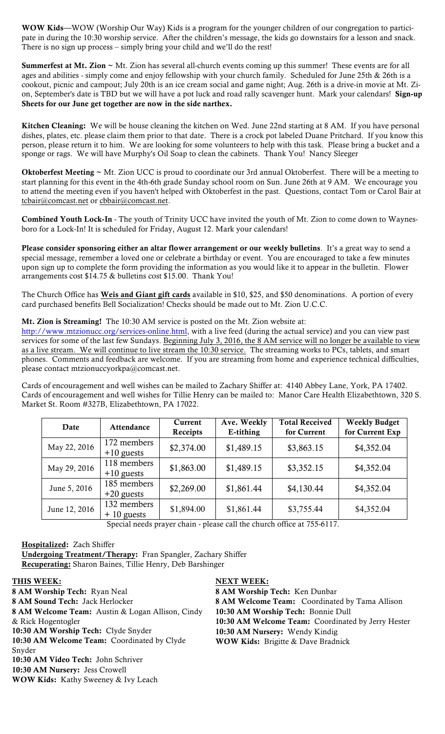**WOW Kids**—WOW (Worship Our Way) Kids is a program for the younger children of our congregation to participate in during the 10:30 worship service. After the children's message, the kids go downstairs for a lesson and snack. There is no sign up process – simply bring your child and we'll do the rest!

**Summerfest at Mt. Zion** ~ Mt. Zion has several all-church events coming up this summer! These events are for all ages and abilities - simply come and enjoy fellowship with your church family. Scheduled for June 25th & 26th is a cookout, picnic and campout; July 20th is an ice cream social and game night; Aug. 26th is a drive-in movie at Mt. Zion, September's date is TBD but we will have a pot luck and road rally scavenger hunt. Mark your calendars! **Sign-up Sheets for our June get together are now in the side narthex.**

**Kitchen Cleaning:** We will be house cleaning the kitchen on Wed. June 22nd starting at 8 AM. If you have personal dishes, plates, etc. please claim them prior to that date. There is a crock pot labeled Duane Pritchard. If you know this person, please return it to him. We are looking for some volunteers to help with this task. Please bring a bucket and a sponge or rags. We will have Murphy's Oil Soap to clean the cabinets. Thank You! Nancy Sleeger

**Oktoberfest Meeting** ~ Mt. Zion UCC is proud to coordinate our 3rd annual Oktoberfest. There will be a meeting to start planning for this event in the 4th-6th grade Sunday school room on Sun. June 26th at 9 AM. We encourage you to attend the meeting even if you haven't helped with Oktoberfest in the past. Questions, contact Tom or Carol Bair at tcbair@comcast.net or cbbair@comcast.net.

**Combined Youth Lock-In** - The youth of Trinity UCC have invited the youth of Mt. Zion to come down to Waynesboro for a Lock-In! It is scheduled for Friday, August 12. Mark your calendars!

**Please consider sponsoring either an altar flower arrangement or our weekly bulletins**. It's a great way to send a special message, remember a loved one or celebrate a birthday or event. You are encouraged to take a few minutes upon sign up to complete the form providing the information as you would like it to appear in the bulletin. Flower arrangements cost $14.75 & bulletins cost $15.00. Thank You!

The Church Office has **Weis and Giant gift cards** available in $10, $25, and $50 denominations. A portion of every card purchased benefits Bell Socialization! Checks should be made out to Mt. Zion U.C.C.

**Mt. Zion is Streaming!** The 10:30 AM service is posted on the Mt. Zion website at: http://www.mtzionucc.org/services-online.html, with a live feed (during the actual service) and you can view past services for some of the last few Sundays. Beginning July 3, 2016, the 8 AM service will no longer be available to view as a live stream. We will continue to live stream the 10:30 service. The streaming works to PCs, tablets, and smart phones. Comments and feedback are welcome. If you are streaming from home and experience technical difficulties, please contact mtzionuccyorkpa@comcast.net.

Cards of encouragement and well wishes can be mailed to Zachary Shiffer at: 4140 Abbey Lane, York, PA 17402. Cards of encouragement and well wishes for Tillie Henry can be mailed to: Manor Care Health Elizabethtown, 320 S. Market St. Room #327B, Elizabethtown, PA 17022.

| Date | Attendance | Current Receipts | Ave. Weekly E-tithing | Total Received for Current | Weekly Budget for Current Exp |
|---|---|---|---|---|---|
| May 22, 2016 | 172 members +10 guests | $2,374.00 | $1,489.15 | $3,863.15 | $4,352.04 |
| May 29, 2016 | 118 members +10 guests | $1,863.00 | $1,489.15 | $3,352.15 | $4,352.04 |
| June 5, 2016 | 185 members +20 guests | $2,269.00 | $1,861.44 | $4,130.44 | $4,352.04 |
| June 12, 2016 | 132 members + 10 guests | $1,894.00 | $1,861.44 | $3,755.44 | $4,352.04 |

Special needs prayer chain - please call the church office at 755-6117.

**Hospitalized:** Zach Shiffer
**Undergoing Treatment/Therapy:** Fran Spangler, Zachary Shiffer
**Recuperating:** Sharon Baines, Tillie Henry, Deb Barshinger

**THIS WEEK:**
**8 AM Worship Tech:** Ryan Neal
**8 AM Sound Tech:** Jack Herlocker
**8 AM Welcome Team:** Austin & Logan Allison, Cindy & Rick Hogentogler
**10:30 AM Worship Tech:** Clyde Snyder
**10:30 AM Welcome Team:** Coordinated by Clyde Snyder
**10:30 AM Video Tech:** John Schriver
**10:30 AM Nursery:** Jess Crowell
**WOW Kids:** Kathy Sweeney & Ivy Leach

**NEXT WEEK:**
**8 AM Worship Tech:** Ken Dunbar
**8 AM Welcome Team:** Coordinated by Tama Allison
**10:30 AM Worship Tech:** Bonnie Dull
**10:30 AM Welcome Team:** Coordinated by Jerry Hester
**10:30 AM Nursery:** Wendy Kindig
**WOW Kids:** Brigitte & Dave Bradnick